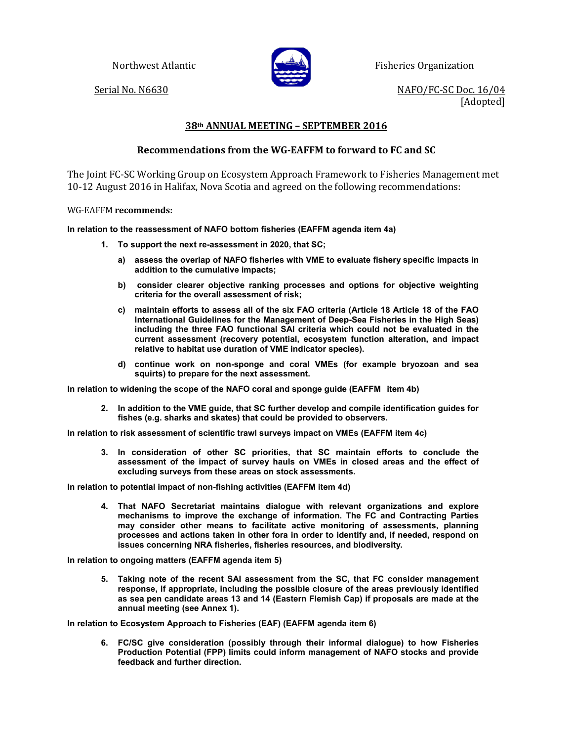Northwest Atlantic Fisheries Organization

Serial No. N6630

NAFO/FC-SC Doc. 16/04
[Adopted]

## 38th ANNUAL MEETING – SEPTEMBER 2016

### Recommendations from the WG-EAFFM to forward to FC and SC

The Joint FC-SC Working Group on Ecosystem Approach Framework to Fisheries Management met 10-12 August 2016 in Halifax, Nova Scotia and agreed on the following recommendations:

WG-EAFFM **recommends:**

**In relation to the reassessment of NAFO bottom fisheries (EAFFM agenda item 4a)**

1. **To support the next re-assessment in 2020, that SC;**

   a) **assess the overlap of NAFO fisheries with VME to evaluate fishery specific impacts in addition to the cumulative impacts;**

   b) **consider clearer objective ranking processes and options for objective weighting criteria for the overall assessment of risk;**

   c) **maintain efforts to assess all of the six FAO criteria (Article 18 Article 18 of the FAO International Guidelines for the Management of Deep-Sea Fisheries in the High Seas) including the three FAO functional SAI criteria which could not be evaluated in the current assessment (recovery potential, ecosystem function alteration, and impact relative to habitat use duration of VME indicator species).**

   d) **continue work on non-sponge and coral VMEs (for example bryozoan and sea squirts) to prepare for the next assessment.**

**In relation to widening the scope of the NAFO coral and sponge guide (EAFFM item 4b)**

2. **In addition to the VME guide, that SC further develop and compile identification guides for fishes (e.g. sharks and skates) that could be provided to observers.**

**In relation to risk assessment of scientific trawl surveys impact on VMEs (EAFFM item 4c)**

3. **In consideration of other SC priorities, that SC maintain efforts to conclude the assessment of the impact of survey hauls on VMEs in closed areas and the effect of excluding surveys from these areas on stock assessments.**

**In relation to potential impact of non-fishing activities (EAFFM item 4d)**

4. **That NAFO Secretariat maintains dialogue with relevant organizations and explore mechanisms to improve the exchange of information. The FC and Contracting Parties may consider other means to facilitate active monitoring of assessments, planning processes and actions taken in other fora in order to identify and, if needed, respond on issues concerning NRA fisheries, fisheries resources, and biodiversity.**

**In relation to ongoing matters (EAFFM agenda item 5)**

5. **Taking note of the recent SAI assessment from the SC, that FC consider management response, if appropriate, including the possible closure of the areas previously identified as sea pen candidate areas 13 and 14 (Eastern Flemish Cap) if proposals are made at the annual meeting (see Annex 1).**

**In relation to Ecosystem Approach to Fisheries (EAF) (EAFFM agenda item 6)**

6. **FC/SC give consideration (possibly through their informal dialogue) to how Fisheries Production Potential (FPP) limits could inform management of NAFO stocks and provide feedback and further direction.**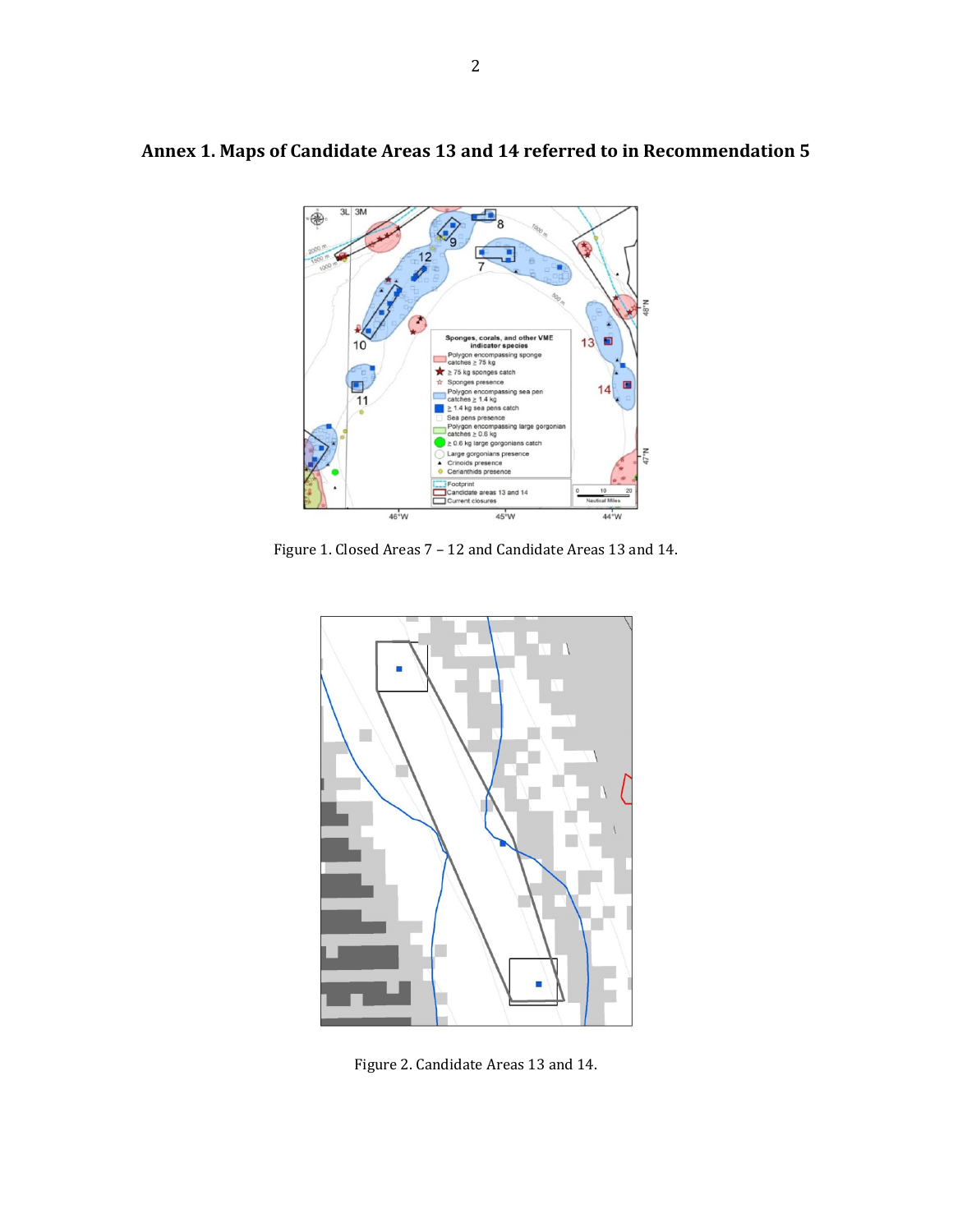## Annex 1. Maps of Candidate Areas 13 and 14 referred to in Recommendation 5

3L
3M
2000 m
1500 m
1000 m
1000 m
500 m
8
9
12
7
10
11
13
14
48°N
47°N
46°W
45°W
44°W

Sponges, corals, and other VME indicator species
Polygon encompassing sponge catches ≥ 75 kg
≥ 75 kg sponges catch
Sponges presence
Polygon encompassing sea pen catches ≥ 1.4 kg
≥ 1.4 kg sea pens catch
Sea pens presence
Polygon encompassing large gorgonian catches ≥ 0.6 kg
≥ 0.6 kg large gorgonians catch
Large gorgonians presence
Crinoids presence
Cerianthids presence
Footprint
Candidate areas 13 and 14
Current closures

0 10 20
Nautical Miles

Figure 1. Closed Areas 7 – 12 and Candidate Areas 13 and 14.

Figure 2. Candidate Areas 13 and 14.